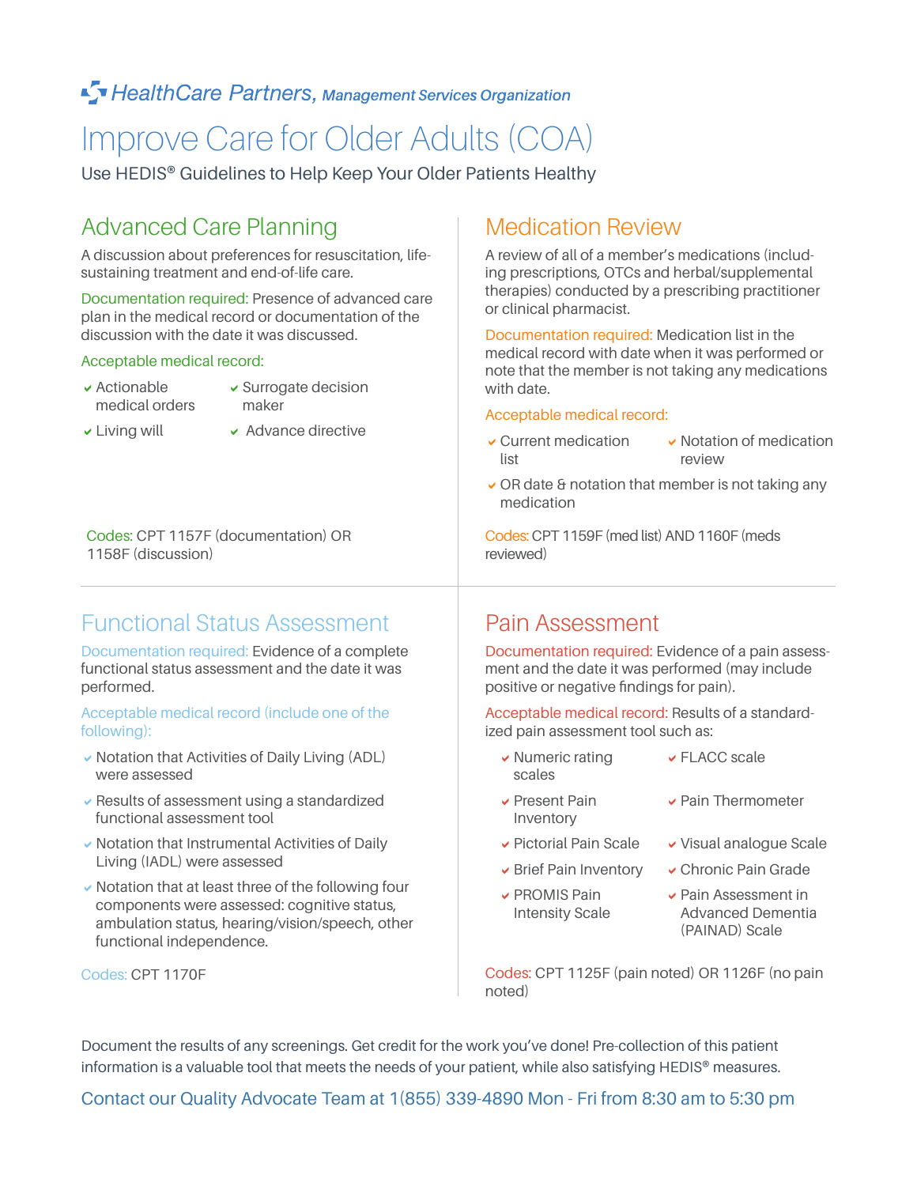HealthCare Partners, *Management Services Organization*

# Improve Care for Older Adults (COA)

Use HEDIS® Guidelines to Help Keep Your Older Patients Healthy

## Advanced Care Planning

A discussion about preferences for resuscitation, life-sustaining treatment and end-of-life care.

Documentation required: Presence of advanced care plan in the medical record or documentation of the discussion with the date it was discussed.

Acceptable medical record:

- Actionable medical orders
- Surrogate decision maker
- Living will
- Advance directive

Codes: CPT 1157F (documentation) OR 1158F (discussion)

## Medication Review

A review of all of a member's medications (including prescriptions, OTCs and herbal/supplemental therapies) conducted by a prescribing practitioner or clinical pharmacist.

Documentation required: Medication list in the medical record with date when it was performed or note that the member is not taking any medications with date.

Acceptable medical record:

- Current medication list
- Notation of medication review
- OR date & notation that member is not taking any medication

Codes: CPT 1159F (med list) AND 1160F (meds reviewed)

## Functional Status Assessment

Documentation required: Evidence of a complete functional status assessment and the date it was performed.

Acceptable medical record (include one of the following):

- Notation that Activities of Daily Living (ADL) were assessed
- Results of assessment using a standardized functional assessment tool
- Notation that Instrumental Activities of Daily Living (IADL) were assessed
- Notation that at least three of the following four components were assessed: cognitive status, ambulation status, hearing/vision/speech, other functional independence.

Codes: CPT 1170F

## Pain Assessment

Documentation required: Evidence of a pain assessment and the date it was performed (may include positive or negative findings for pain).

Acceptable medical record: Results of a standardized pain assessment tool such as:

- Numeric rating scales
- FLACC scale
- Present Pain Inventory
- Pain Thermometer
- Pictorial Pain Scale
- Visual analogue Scale
- Brief Pain Inventory
- Chronic Pain Grade
- PROMIS Pain Intensity Scale
- Pain Assessment in Advanced Dementia (PAINAD) Scale

Codes: CPT 1125F (pain noted) OR 1126F (no pain noted)

Document the results of any screenings. Get credit for the work you've done! Pre-collection of this patient information is a valuable tool that meets the needs of your patient, while also satisfying HEDIS® measures.

Contact our Quality Advocate Team at 1(855) 339-4890 Mon - Fri from 8:30 am to 5:30 pm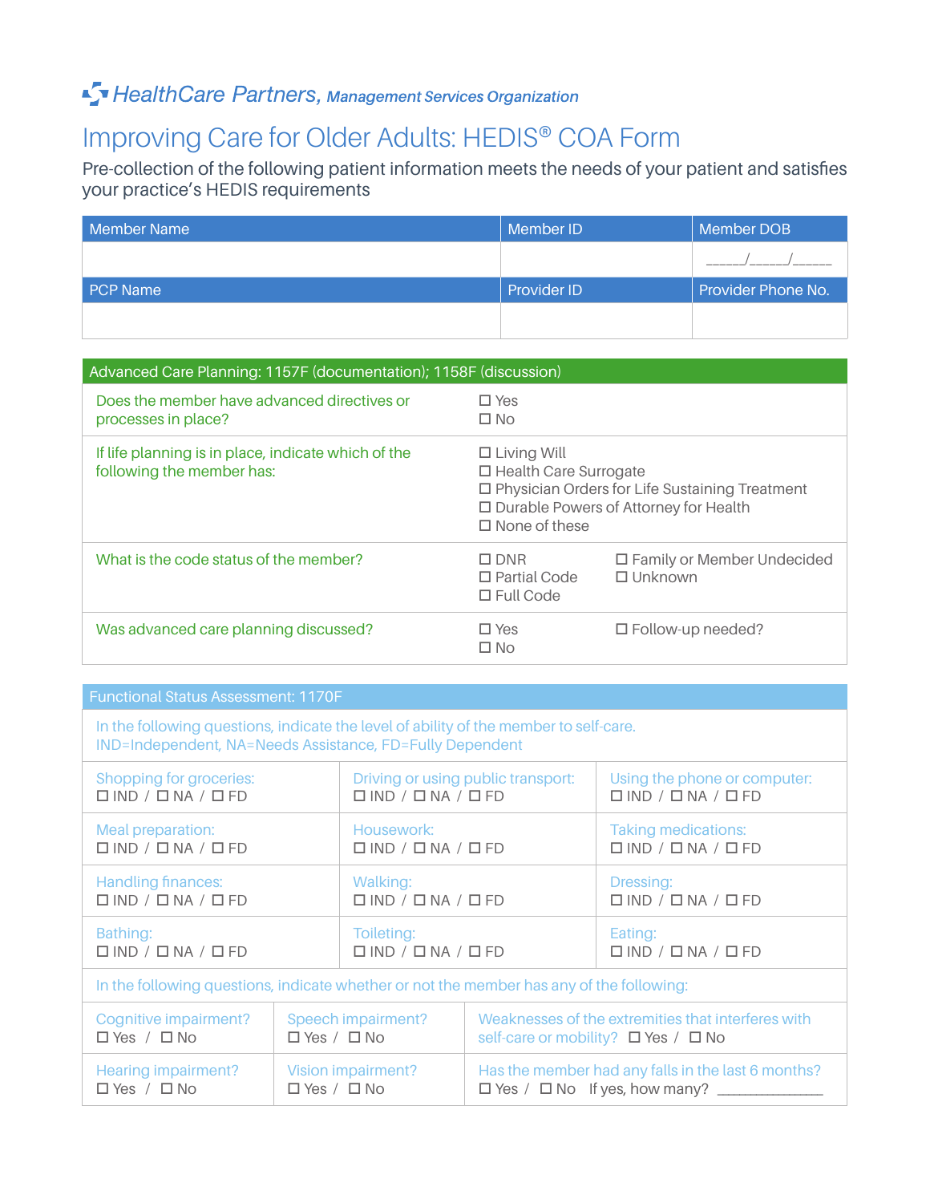**HealthCare Partners,** *Management Services Organization*

# Improving Care for Older Adults: HEDIS® COA Form

Pre-collection of the following patient information meets the needs of your patient and satisfies your practice's HEDIS requirements

| Member Name | Member ID | Member DOB |
|---|---|---|
| | | ______/______/______ |
| **PCP Name** | **Provider ID** | **Provider Phone No.** |
| | | |

| Advanced Care Planning: 1157F (documentation); 1158F (discussion) | | |
|---|---|---|
| Does the member have advanced directives or processes in place? | ☐ Yes<br>☐ No | |
| If life planning is in place, indicate which of the following the member has: | ☐ Living Will<br>☐ Health Care Surrogate<br>☐ Physician Orders for Life Sustaining Treatment<br>☐ Durable Powers of Attorney for Health<br>☐ None of these | |
| What is the code status of the member? | ☐ DNR<br>☐ Partial Code<br>☐ Full Code | ☐ Family or Member Undecided<br>☐ Unknown |
| Was advanced care planning discussed? | ☐ Yes<br>☐ No | ☐ Follow-up needed? |

| Functional Status Assessment: 1170F | | |
|---|---|---|
| In the following questions, indicate the level of ability of the member to self-care.<br>IND=Independent, NA=Needs Assistance, FD=Fully Dependent | | |
| Shopping for groceries:<br>☐ IND / ☐ NA / ☐ FD | Driving or using public transport:<br>☐ IND / ☐ NA / ☐ FD | Using the phone or computer:<br>☐ IND / ☐ NA / ☐ FD |
| Meal preparation:<br>☐ IND / ☐ NA / ☐ FD | Housework:<br>☐ IND / ☐ NA / ☐ FD | Taking medications:<br>☐ IND / ☐ NA / ☐ FD |
| Handling finances:<br>☐ IND / ☐ NA / ☐ FD | Walking:<br>☐ IND / ☐ NA / ☐ FD | Dressing:<br>☐ IND / ☐ NA / ☐ FD |
| Bathing:<br>☐ IND / ☐ NA / ☐ FD | Toileting:<br>☐ IND / ☐ NA / ☐ FD | Eating:<br>☐ IND / ☐ NA / ☐ FD |
| In the following questions, indicate whether or not the member has any of the following: | | |
| Cognitive impairment?<br>☐ Yes / ☐ No | Speech impairment?<br>☐ Yes / ☐ No | Weaknesses of the extremities that interferes with self-care or mobility? ☐ Yes / ☐ No |
| Hearing impairment?<br>☐ Yes / ☐ No | Vision impairment?<br>☐ Yes / ☐ No | Has the member had any falls in the last 6 months?<br>☐ Yes / ☐ No If yes, how many? ______________ |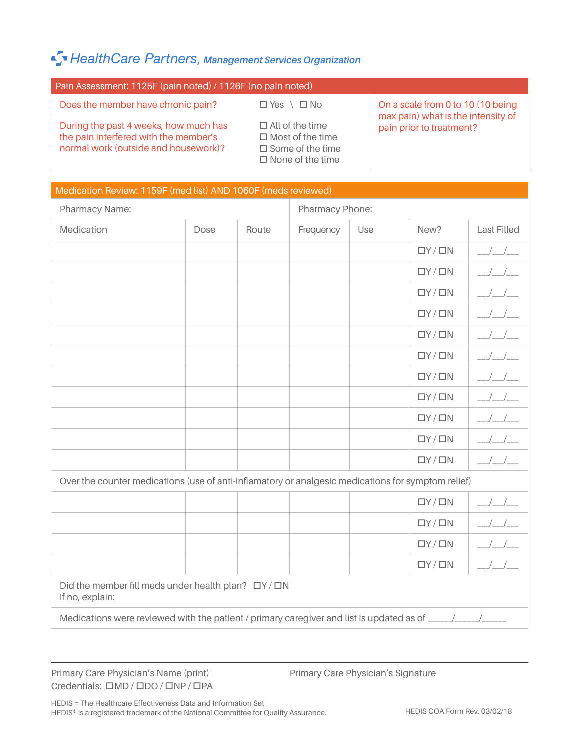# HealthCare Partners, *Management Services Organization*

## Pain Assessment: 1125F (pain noted) / 1126F (no pain noted)

| | | |
|---|---|---|
| Does the member have chronic pain? | ☐ Yes \ ☐ No | On a scale from 0 to 10 (10 being max pain) what is the intensity of pain prior to treatment? |
| During the past 4 weeks, how much has the pain interfered with the member's normal work (outside and housework)? | ☐ All of the time<br>☐ Most of the time<br>☐ Some of the time<br>☐ None of the time | |

## Medication Review: 1159F (med list) AND 1060F (meds reviewed)

Pharmacy Name: 

Pharmacy Phone: 

| Medication | Dose | Route | Frequency | Use | New? | Last Filled |
|---|---|---|---|---|---|---|
| | | | | | ☐Y / ☐N | ___/___/___ |
| | | | | | ☐Y / ☐N | ___/___/___ |
| | | | | | ☐Y / ☐N | ___/___/___ |
| | | | | | ☐Y / ☐N | ___/___/___ |
| | | | | | ☐Y / ☐N | ___/___/___ |
| | | | | | ☐Y / ☐N | ___/___/___ |
| | | | | | ☐Y / ☐N | ___/___/___ |
| | | | | | ☐Y / ☐N | ___/___/___ |
| | | | | | ☐Y / ☐N | ___/___/___ |
| | | | | | ☐Y / ☐N | ___/___/___ |
| | | | | | ☐Y / ☐N | ___/___/___ |
| Over the counter medications (use of anti-inflamatory or analgesic medications for symptom relief) | | | | | | |
| | | | | | ☐Y / ☐N | ___/___/___ |
| | | | | | ☐Y / ☐N | ___/___/___ |
| | | | | | ☐Y / ☐N | ___/___/___ |
| | | | | | ☐Y / ☐N | ___/___/___ |

Did the member fill meds under health plan? ☐Y / ☐N
If no, explain:

Medications were reviewed with the patient / primary caregiver and list is updated as of _____/_____/_____

Primary Care Physician's Name (print)

Credentials: ☐MD / ☐DO / ☐NP / ☐PA

Primary Care Physician's Signature

HEDIS = The Healthcare Effectiveness Data and Information Set
HEDIS® is a registered trademark of the National Committee for Quality Assurance.

HEDIS COA Form Rev. 03/02/18